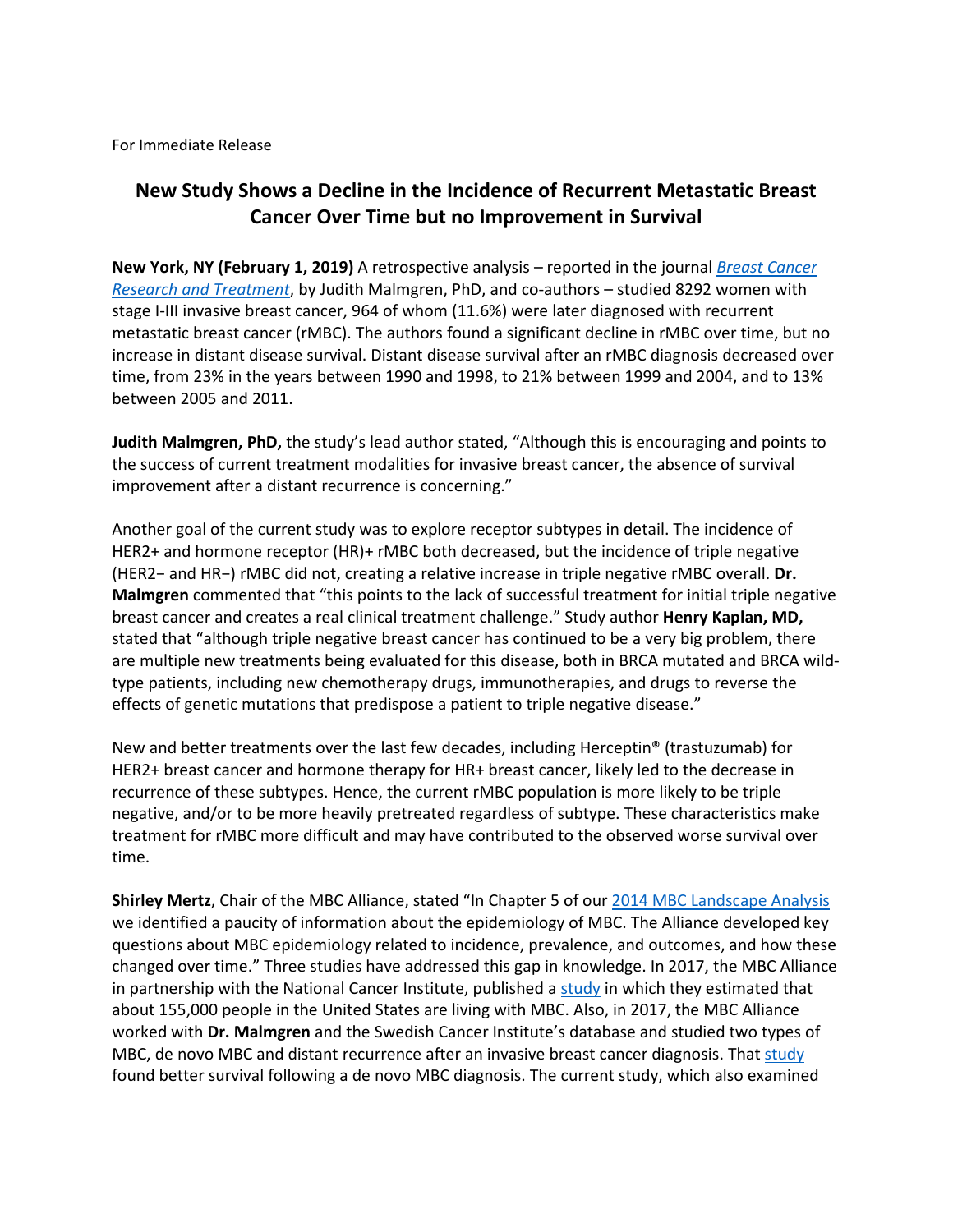For Immediate Release

# New Study Shows a Decline in the Incidence of Recurrent Metastatic Breast Cancer Over Time but no Improvement in Survival

**New York, NY (February 1, 2019)** A retrospective analysis – reported in the journal *[Breast Cancer Research and Treatment](#)*, by Judith Malmgren, PhD, and co-authors – studied 8292 women with stage I-III invasive breast cancer, 964 of whom (11.6%) were later diagnosed with recurrent metastatic breast cancer (rMBC). The authors found a significant decline in rMBC over time, but no increase in distant disease survival. Distant disease survival after an rMBC diagnosis decreased over time, from 23% in the years between 1990 and 1998, to 21% between 1999 and 2004, and to 13% between 2005 and 2011.

**Judith Malmgren, PhD,** the study's lead author stated, "Although this is encouraging and points to the success of current treatment modalities for invasive breast cancer, the absence of survival improvement after a distant recurrence is concerning."

Another goal of the current study was to explore receptor subtypes in detail. The incidence of HER2+ and hormone receptor (HR)+ rMBC both decreased, but the incidence of triple negative (HER2− and HR−) rMBC did not, creating a relative increase in triple negative rMBC overall. **Dr. Malmgren** commented that "this points to the lack of successful treatment for initial triple negative breast cancer and creates a real clinical treatment challenge." Study author **Henry Kaplan, MD,** stated that "although triple negative breast cancer has continued to be a very big problem, there are multiple new treatments being evaluated for this disease, both in BRCA mutated and BRCA wild-type patients, including new chemotherapy drugs, immunotherapies, and drugs to reverse the effects of genetic mutations that predispose a patient to triple negative disease."

New and better treatments over the last few decades, including Herceptin® (trastuzumab) for HER2+ breast cancer and hormone therapy for HR+ breast cancer, likely led to the decrease in recurrence of these subtypes. Hence, the current rMBC population is more likely to be triple negative, and/or to be more heavily pretreated regardless of subtype. These characteristics make treatment for rMBC more difficult and may have contributed to the observed worse survival over time.

**Shirley Mertz**, Chair of the MBC Alliance, stated "In Chapter 5 of our [2014 MBC Landscape Analysis](#) we identified a paucity of information about the epidemiology of MBC. The Alliance developed key questions about MBC epidemiology related to incidence, prevalence, and outcomes, and how these changed over time." Three studies have addressed this gap in knowledge. In 2017, the MBC Alliance in partnership with the National Cancer Institute, published a [study](#) in which they estimated that about 155,000 people in the United States are living with MBC. Also, in 2017, the MBC Alliance worked with **Dr. Malmgren** and the Swedish Cancer Institute's database and studied two types of MBC, de novo MBC and distant recurrence after an invasive breast cancer diagnosis. That [study](#) found better survival following a de novo MBC diagnosis. The current study, which also examined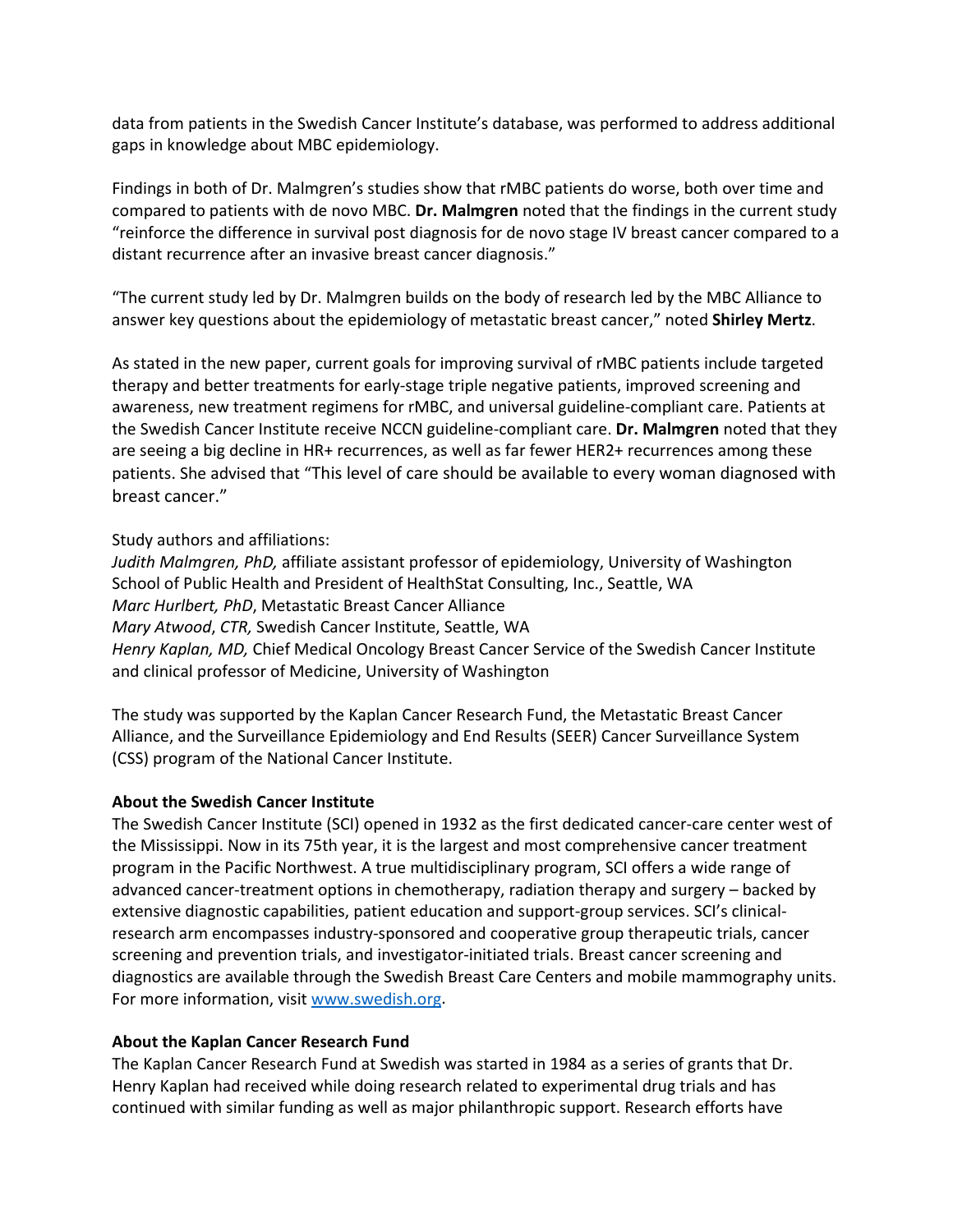data from patients in the Swedish Cancer Institute's database, was performed to address additional gaps in knowledge about MBC epidemiology.

Findings in both of Dr. Malmgren's studies show that rMBC patients do worse, both over time and compared to patients with de novo MBC. **Dr. Malmgren** noted that the findings in the current study "reinforce the difference in survival post diagnosis for de novo stage IV breast cancer compared to a distant recurrence after an invasive breast cancer diagnosis."

"The current study led by Dr. Malmgren builds on the body of research led by the MBC Alliance to answer key questions about the epidemiology of metastatic breast cancer," noted **Shirley Mertz**.

As stated in the new paper, current goals for improving survival of rMBC patients include targeted therapy and better treatments for early-stage triple negative patients, improved screening and awareness, new treatment regimens for rMBC, and universal guideline-compliant care. Patients at the Swedish Cancer Institute receive NCCN guideline-compliant care. **Dr. Malmgren** noted that they are seeing a big decline in HR+ recurrences, as well as far fewer HER2+ recurrences among these patients. She advised that "This level of care should be available to every woman diagnosed with breast cancer."

Study authors and affiliations:
*Judith Malmgren, PhD,* affiliate assistant professor of epidemiology, University of Washington School of Public Health and President of HealthStat Consulting, Inc., Seattle, WA
*Marc Hurlbert, PhD*, Metastatic Breast Cancer Alliance
*Mary Atwood*, *CTR,* Swedish Cancer Institute, Seattle, WA
*Henry Kaplan, MD,* Chief Medical Oncology Breast Cancer Service of the Swedish Cancer Institute and clinical professor of Medicine, University of Washington

The study was supported by the Kaplan Cancer Research Fund, the Metastatic Breast Cancer Alliance, and the Surveillance Epidemiology and End Results (SEER) Cancer Surveillance System (CSS) program of the National Cancer Institute.

**About the Swedish Cancer Institute**
The Swedish Cancer Institute (SCI) opened in 1932 as the first dedicated cancer-care center west of the Mississippi. Now in its 75th year, it is the largest and most comprehensive cancer treatment program in the Pacific Northwest. A true multidisciplinary program, SCI offers a wide range of advanced cancer-treatment options in chemotherapy, radiation therapy and surgery – backed by extensive diagnostic capabilities, patient education and support-group services. SCI's clinical-research arm encompasses industry-sponsored and cooperative group therapeutic trials, cancer screening and prevention trials, and investigator-initiated trials. Breast cancer screening and diagnostics are available through the Swedish Breast Care Centers and mobile mammography units. For more information, visit [www.swedish.org](http://www.swedish.org).

**About the Kaplan Cancer Research Fund**
The Kaplan Cancer Research Fund at Swedish was started in 1984 as a series of grants that Dr. Henry Kaplan had received while doing research related to experimental drug trials and has continued with similar funding as well as major philanthropic support. Research efforts have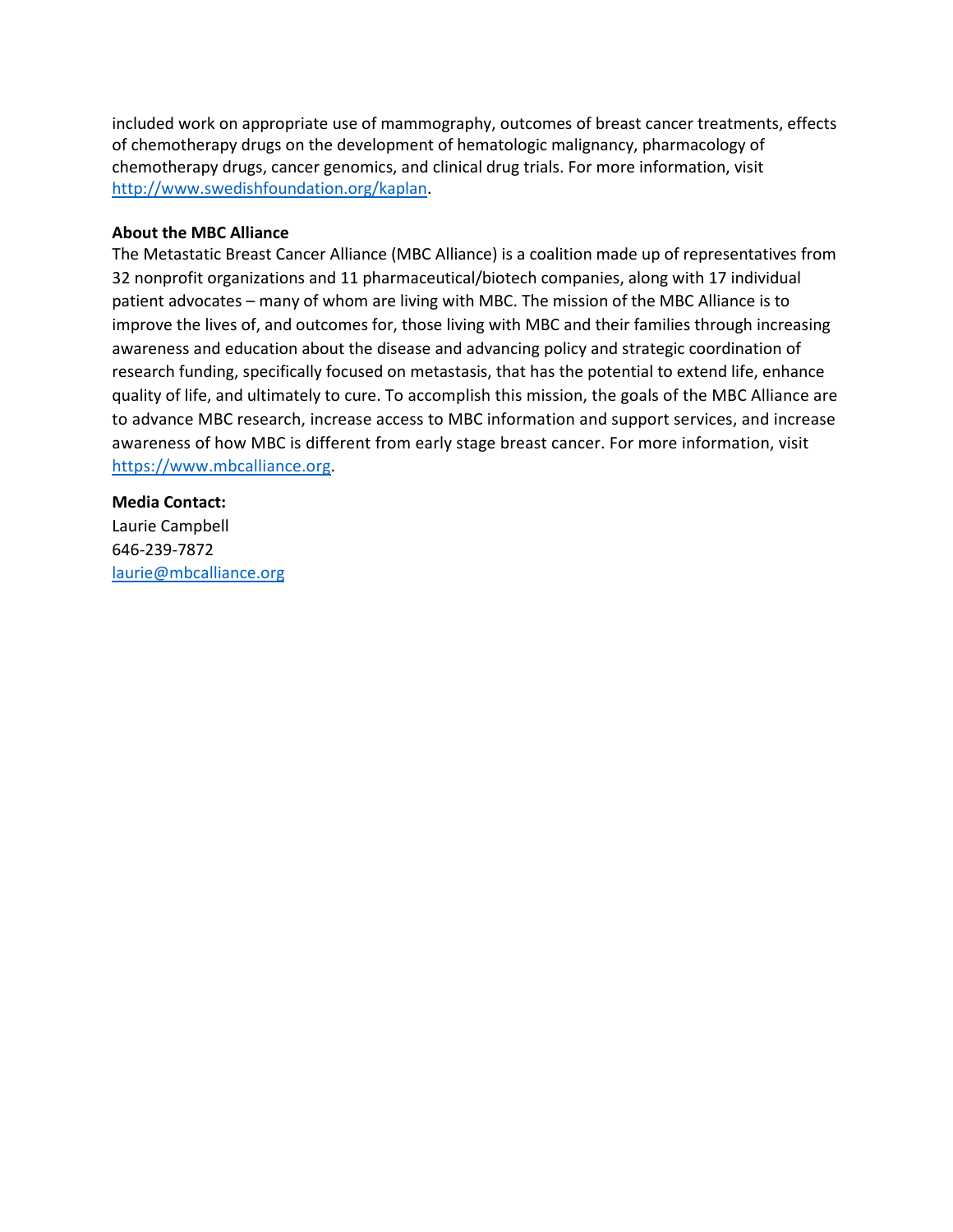included work on appropriate use of mammography, outcomes of breast cancer treatments, effects of chemotherapy drugs on the development of hematologic malignancy, pharmacology of chemotherapy drugs, cancer genomics, and clinical drug trials. For more information, visit http://www.swedishfoundation.org/kaplan.

**About the MBC Alliance**

The Metastatic Breast Cancer Alliance (MBC Alliance) is a coalition made up of representatives from 32 nonprofit organizations and 11 pharmaceutical/biotech companies, along with 17 individual patient advocates – many of whom are living with MBC. The mission of the MBC Alliance is to improve the lives of, and outcomes for, those living with MBC and their families through increasing awareness and education about the disease and advancing policy and strategic coordination of research funding, specifically focused on metastasis, that has the potential to extend life, enhance quality of life, and ultimately to cure. To accomplish this mission, the goals of the MBC Alliance are to advance MBC research, increase access to MBC information and support services, and increase awareness of how MBC is different from early stage breast cancer. For more information, visit https://www.mbcalliance.org.

**Media Contact:**

Laurie Campbell
646-239-7872
laurie@mbcalliance.org